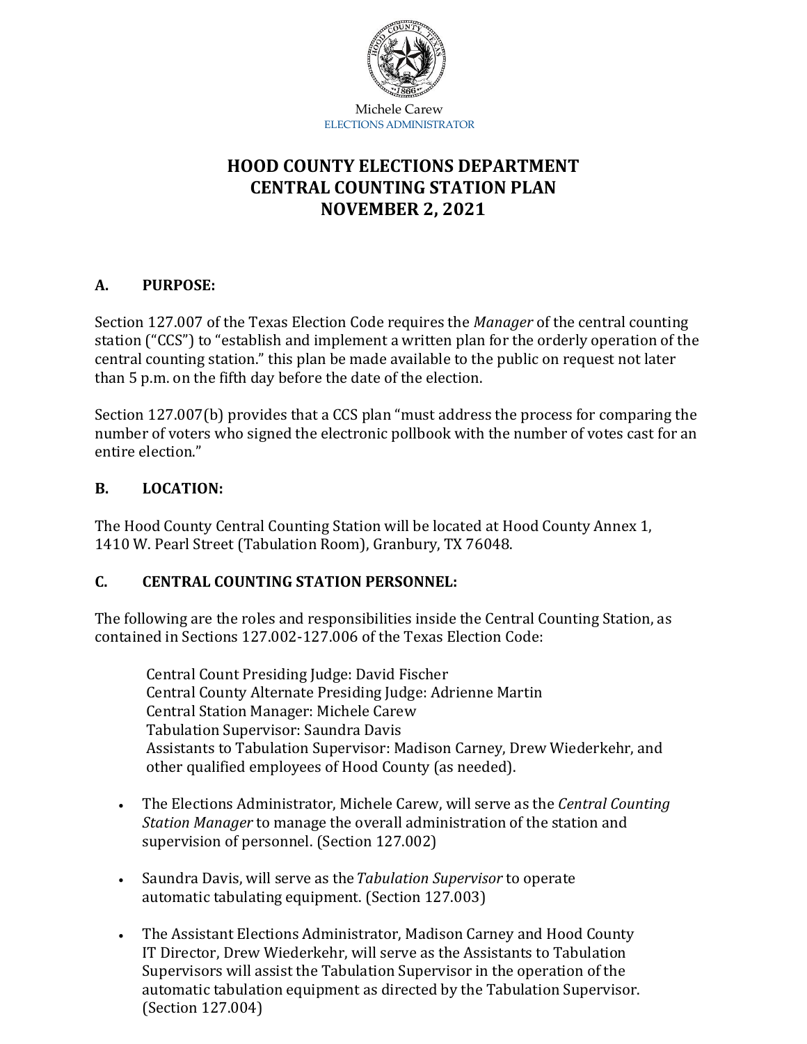Michele Carew
ELECTIONS ADMINISTRATOR

# HOOD COUNTY ELECTIONS DEPARTMENT
# CENTRAL COUNTING STATION PLAN
# NOVEMBER 2, 2021

## A. PURPOSE:

Section 127.007 of the Texas Election Code requires the *Manager* of the central counting station ("CCS") to "establish and implement a written plan for the orderly operation of the central counting station." this plan be made available to the public on request not later than 5 p.m. on the fifth day before the date of the election.

Section 127.007(b) provides that a CCS plan "must address the process for comparing the number of voters who signed the electronic pollbook with the number of votes cast for an entire election."

## B. LOCATION:

The Hood County Central Counting Station will be located at Hood County Annex 1, 1410 W. Pearl Street (Tabulation Room), Granbury, TX 76048.

## C. CENTRAL COUNTING STATION PERSONNEL:

The following are the roles and responsibilities inside the Central Counting Station, as contained in Sections 127.002-127.006 of the Texas Election Code:

Central Count Presiding Judge: David Fischer
Central County Alternate Presiding Judge: Adrienne Martin
Central Station Manager: Michele Carew
Tabulation Supervisor: Saundra Davis
Assistants to Tabulation Supervisor: Madison Carney, Drew Wiederkehr, and other qualified employees of Hood County (as needed).

- The Elections Administrator, Michele Carew, will serve as the *Central Counting Station Manager* to manage the overall administration of the station and supervision of personnel. (Section 127.002)
- Saundra Davis, will serve as the *Tabulation Supervisor* to operate automatic tabulating equipment. (Section 127.003)
- The Assistant Elections Administrator, Madison Carney and Hood County IT Director, Drew Wiederkehr, will serve as the Assistants to Tabulation Supervisors will assist the Tabulation Supervisor in the operation of the automatic tabulation equipment as directed by the Tabulation Supervisor. (Section 127.004)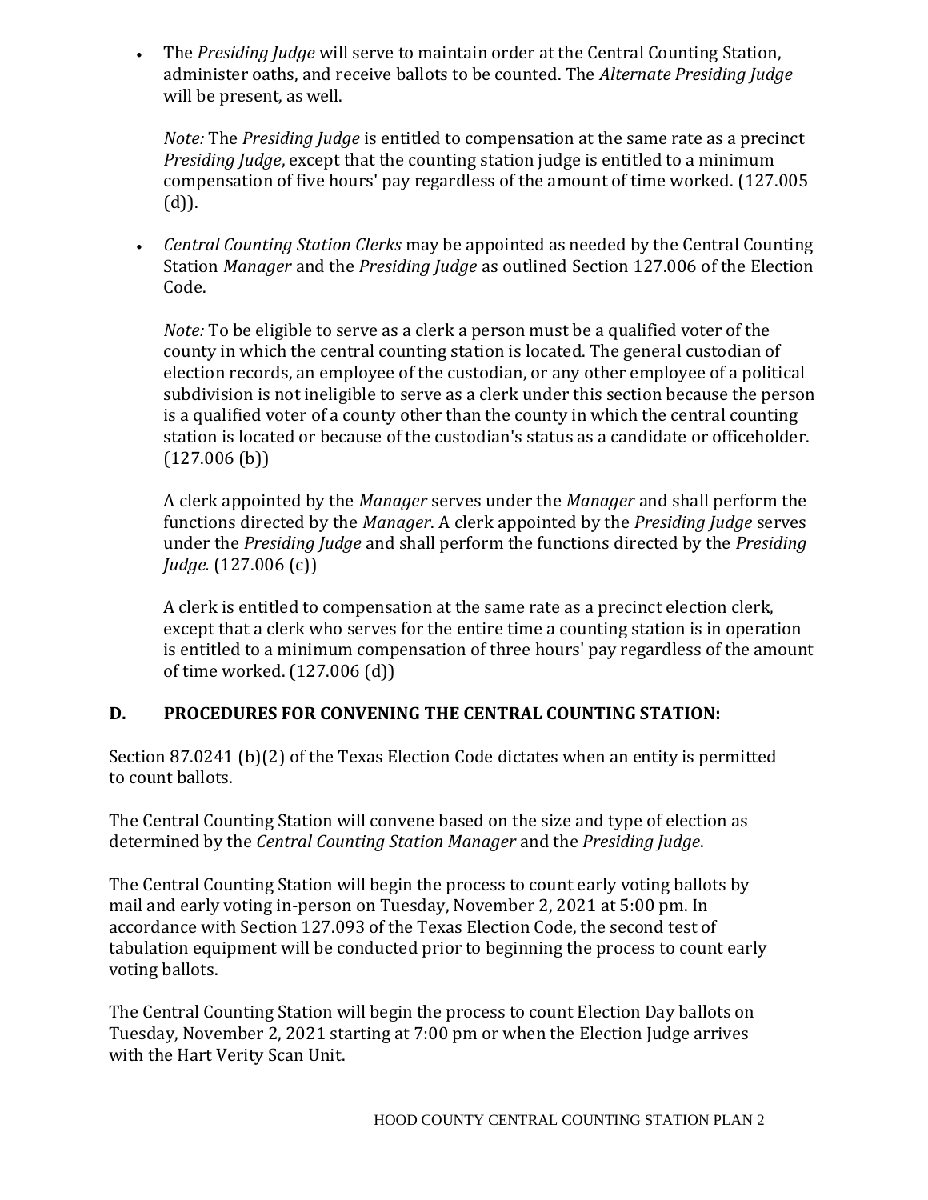- The *Presiding Judge* will serve to maintain order at the Central Counting Station, administer oaths, and receive ballots to be counted. The *Alternate Presiding Judge* will be present, as well.

  *Note:* The *Presiding Judge* is entitled to compensation at the same rate as a precinct *Presiding Judge*, except that the counting station judge is entitled to a minimum compensation of five hours' pay regardless of the amount of time worked. (127.005 (d)).

- *Central Counting Station Clerks* may be appointed as needed by the Central Counting Station *Manager* and the *Presiding Judge* as outlined Section 127.006 of the Election Code.

  *Note:* To be eligible to serve as a clerk a person must be a qualified voter of the county in which the central counting station is located. The general custodian of election records, an employee of the custodian, or any other employee of a political subdivision is not ineligible to serve as a clerk under this section because the person is a qualified voter of a county other than the county in which the central counting station is located or because of the custodian's status as a candidate or officeholder. (127.006 (b))

  A clerk appointed by the *Manager* serves under the *Manager* and shall perform the functions directed by the *Manager*. A clerk appointed by the *Presiding Judge* serves under the *Presiding Judge* and shall perform the functions directed by the *Presiding Judge.* (127.006 (c))

  A clerk is entitled to compensation at the same rate as a precinct election clerk, except that a clerk who serves for the entire time a counting station is in operation is entitled to a minimum compensation of three hours' pay regardless of the amount of time worked. (127.006 (d))

## D. PROCEDURES FOR CONVENING THE CENTRAL COUNTING STATION:

Section 87.0241 (b)(2) of the Texas Election Code dictates when an entity is permitted to count ballots.

The Central Counting Station will convene based on the size and type of election as determined by the *Central Counting Station Manager* and the *Presiding Judge*.

The Central Counting Station will begin the process to count early voting ballots by mail and early voting in-person on Tuesday, November 2, 2021 at 5:00 pm. In accordance with Section 127.093 of the Texas Election Code, the second test of tabulation equipment will be conducted prior to beginning the process to count early voting ballots.

The Central Counting Station will begin the process to count Election Day ballots on Tuesday, November 2, 2021 starting at 7:00 pm or when the Election Judge arrives with the Hart Verity Scan Unit.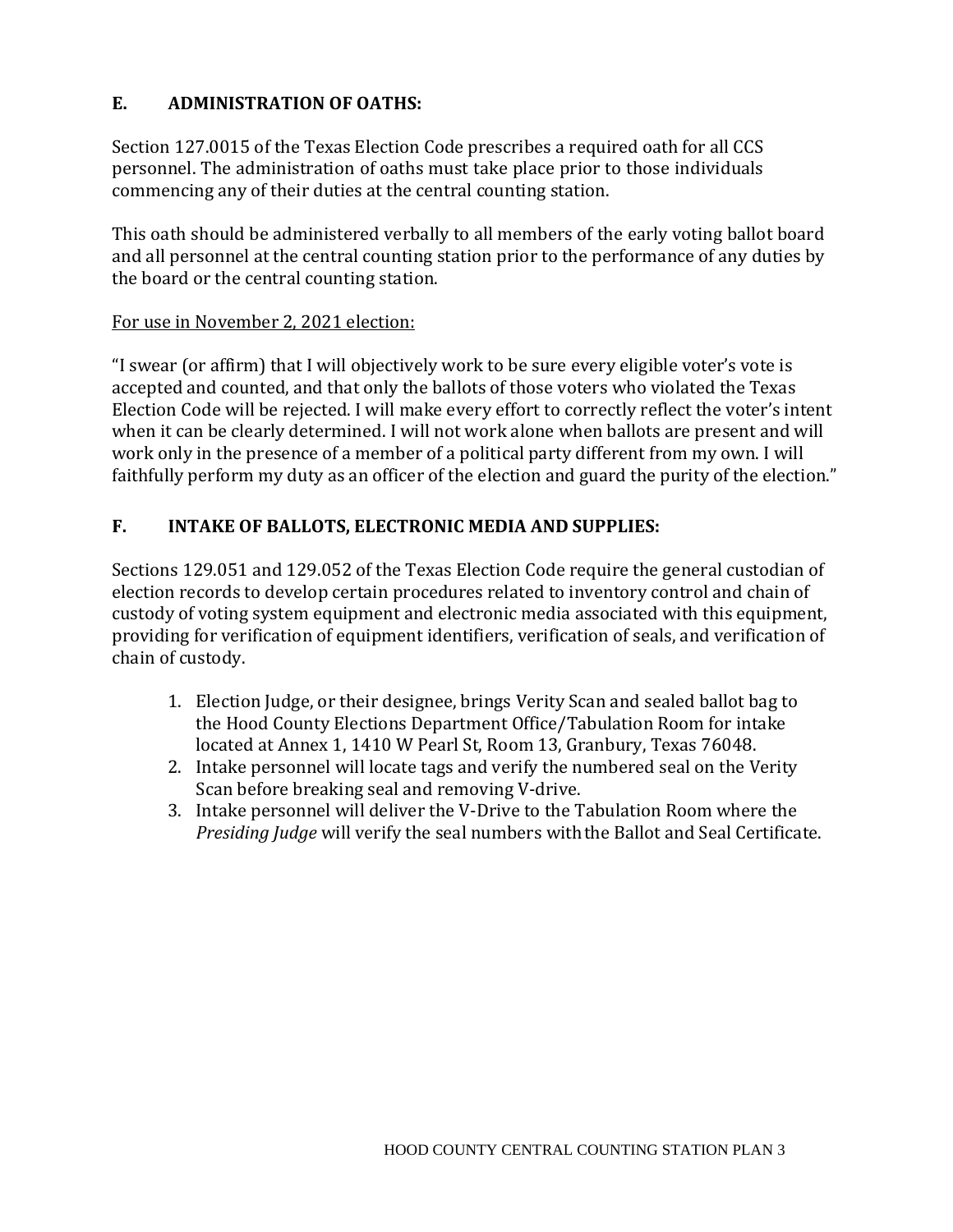## E. ADMINISTRATION OF OATHS:

Section 127.0015 of the Texas Election Code prescribes a required oath for all CCS personnel. The administration of oaths must take place prior to those individuals commencing any of their duties at the central counting station.

This oath should be administered verbally to all members of the early voting ballot board and all personnel at the central counting station prior to the performance of any duties by the board or the central counting station.

For use in November 2, 2021 election:

"I swear (or affirm) that I will objectively work to be sure every eligible voter's vote is accepted and counted, and that only the ballots of those voters who violated the Texas Election Code will be rejected. I will make every effort to correctly reflect the voter's intent when it can be clearly determined. I will not work alone when ballots are present and will work only in the presence of a member of a political party different from my own. I will faithfully perform my duty as an officer of the election and guard the purity of the election."

## F. INTAKE OF BALLOTS, ELECTRONIC MEDIA AND SUPPLIES:

Sections 129.051 and 129.052 of the Texas Election Code require the general custodian of election records to develop certain procedures related to inventory control and chain of custody of voting system equipment and electronic media associated with this equipment, providing for verification of equipment identifiers, verification of seals, and verification of chain of custody.

1. Election Judge, or their designee, brings Verity Scan and sealed ballot bag to the Hood County Elections Department Office/Tabulation Room for intake located at Annex 1, 1410 W Pearl St, Room 13, Granbury, Texas 76048.
2. Intake personnel will locate tags and verify the numbered seal on the Verity Scan before breaking seal and removing V-drive.
3. Intake personnel will deliver the V-Drive to the Tabulation Room where the *Presiding Judge* will verify the seal numbers with the Ballot and Seal Certificate.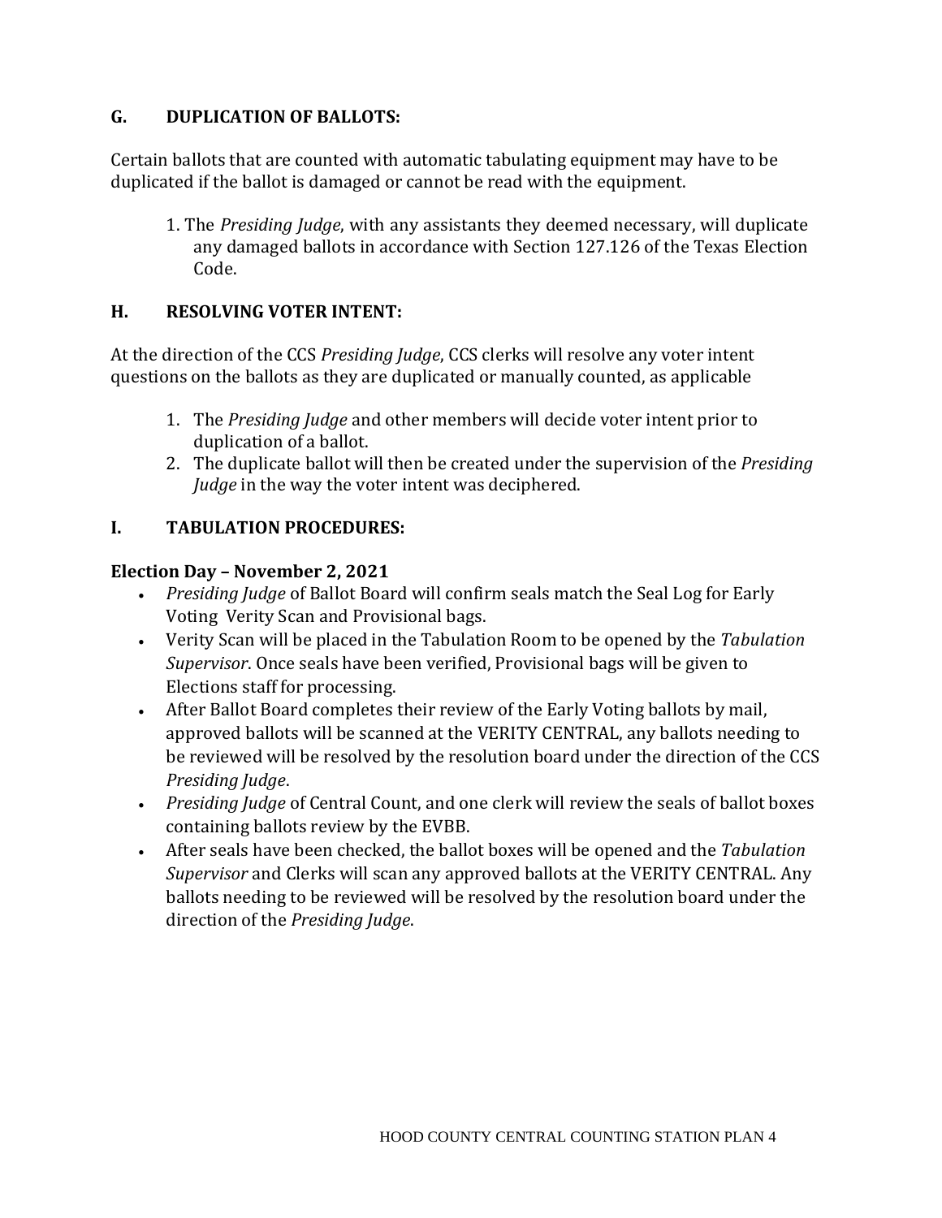## G. DUPLICATION OF BALLOTS:

Certain ballots that are counted with automatic tabulating equipment may have to be duplicated if the ballot is damaged or cannot be read with the equipment.

1. The *Presiding Judge*, with any assistants they deemed necessary, will duplicate any damaged ballots in accordance with Section 127.126 of the Texas Election Code.

## H. RESOLVING VOTER INTENT:

At the direction of the CCS *Presiding Judge*, CCS clerks will resolve any voter intent questions on the ballots as they are duplicated or manually counted, as applicable

1. The *Presiding Judge* and other members will decide voter intent prior to duplication of a ballot.
2. The duplicate ballot will then be created under the supervision of the *Presiding Judge* in the way the voter intent was deciphered.

## I. TABULATION PROCEDURES:

### Election Day – November 2, 2021

- *Presiding Judge* of Ballot Board will confirm seals match the Seal Log for Early Voting Verity Scan and Provisional bags.
- Verity Scan will be placed in the Tabulation Room to be opened by the *Tabulation Supervisor*. Once seals have been verified, Provisional bags will be given to Elections staff for processing.
- After Ballot Board completes their review of the Early Voting ballots by mail, approved ballots will be scanned at the VERITY CENTRAL, any ballots needing to be reviewed will be resolved by the resolution board under the direction of the CCS *Presiding Judge*.
- *Presiding Judge* of Central Count, and one clerk will review the seals of ballot boxes containing ballots review by the EVBB.
- After seals have been checked, the ballot boxes will be opened and the *Tabulation Supervisor* and Clerks will scan any approved ballots at the VERITY CENTRAL. Any ballots needing to be reviewed will be resolved by the resolution board under the direction of the *Presiding Judge*.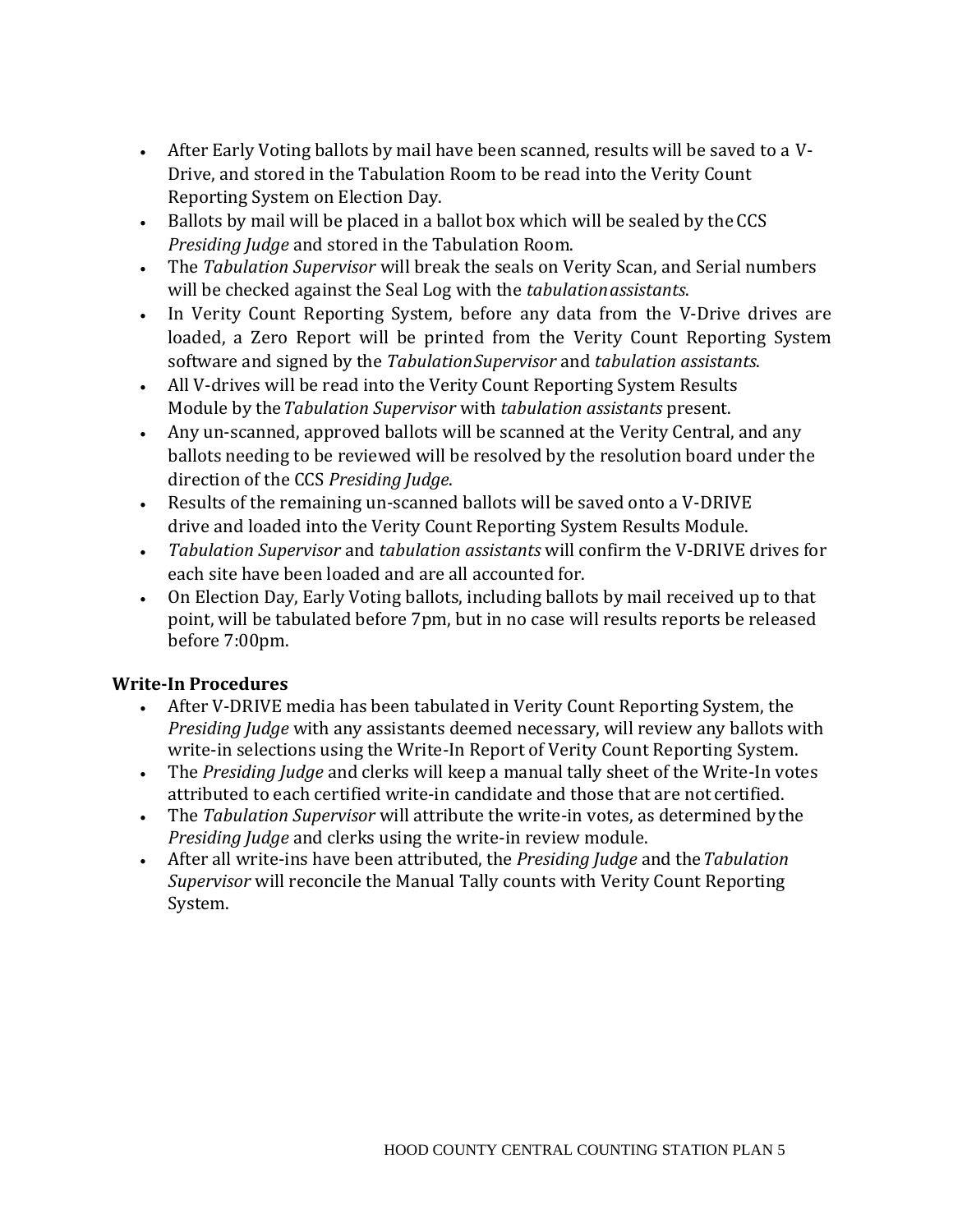- After Early Voting ballots by mail have been scanned, results will be saved to a V-Drive, and stored in the Tabulation Room to be read into the Verity Count Reporting System on Election Day.
- Ballots by mail will be placed in a ballot box which will be sealed by the CCS *Presiding Judge* and stored in the Tabulation Room.
- The *Tabulation Supervisor* will break the seals on Verity Scan, and Serial numbers will be checked against the Seal Log with the *tabulation assistants*.
- In Verity Count Reporting System, before any data from the V-Drive drives are loaded, a Zero Report will be printed from the Verity Count Reporting System software and signed by the *Tabulation Supervisor* and *tabulation assistants*.
- All V-drives will be read into the Verity Count Reporting System Results Module by the *Tabulation Supervisor* with *tabulation assistants* present.
- Any un-scanned, approved ballots will be scanned at the Verity Central, and any ballots needing to be reviewed will be resolved by the resolution board under the direction of the CCS *Presiding Judge*.
- Results of the remaining un-scanned ballots will be saved onto a V-DRIVE drive and loaded into the Verity Count Reporting System Results Module.
- *Tabulation Supervisor* and *tabulation assistants* will confirm the V-DRIVE drives for each site have been loaded and are all accounted for.
- On Election Day, Early Voting ballots, including ballots by mail received up to that point, will be tabulated before 7pm, but in no case will results reports be released before 7:00pm.

**Write-In Procedures**

- After V-DRIVE media has been tabulated in Verity Count Reporting System, the *Presiding Judge* with any assistants deemed necessary, will review any ballots with write-in selections using the Write-In Report of Verity Count Reporting System.
- The *Presiding Judge* and clerks will keep a manual tally sheet of the Write-In votes attributed to each certified write-in candidate and those that are not certified.
- The *Tabulation Supervisor* will attribute the write-in votes, as determined by the *Presiding Judge* and clerks using the write-in review module.
- After all write-ins have been attributed, the *Presiding Judge* and the *Tabulation Supervisor* will reconcile the Manual Tally counts with Verity Count Reporting System.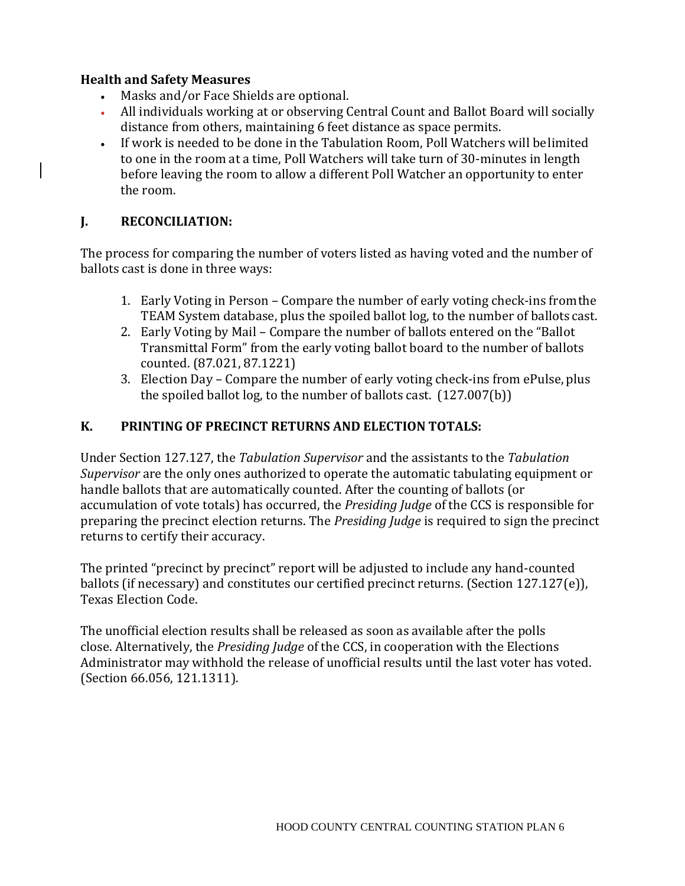**Health and Safety Measures**

- Masks and/or Face Shields are optional.
- All individuals working at or observing Central Count and Ballot Board will socially distance from others, maintaining 6 feet distance as space permits.
- If work is needed to be done in the Tabulation Room, Poll Watchers will be limited to one in the room at a time, Poll Watchers will take turn of 30-minutes in length before leaving the room to allow a different Poll Watcher an opportunity to enter the room.

## J. RECONCILIATION:

The process for comparing the number of voters listed as having voted and the number of ballots cast is done in three ways:

1. Early Voting in Person – Compare the number of early voting check-ins from the TEAM System database, plus the spoiled ballot log, to the number of ballots cast.
2. Early Voting by Mail – Compare the number of ballots entered on the "Ballot Transmittal Form" from the early voting ballot board to the number of ballots counted. (87.021, 87.1221)
3. Election Day – Compare the number of early voting check-ins from ePulse, plus the spoiled ballot log, to the number of ballots cast. (127.007(b))

## K. PRINTING OF PRECINCT RETURNS AND ELECTION TOTALS:

Under Section 127.127, the *Tabulation Supervisor* and the assistants to the *Tabulation Supervisor* are the only ones authorized to operate the automatic tabulating equipment or handle ballots that are automatically counted. After the counting of ballots (or accumulation of vote totals) has occurred, the *Presiding Judge* of the CCS is responsible for preparing the precinct election returns. The *Presiding Judge* is required to sign the precinct returns to certify their accuracy.

The printed "precinct by precinct" report will be adjusted to include any hand-counted ballots (if necessary) and constitutes our certified precinct returns. (Section 127.127(e)), Texas Election Code.

The unofficial election results shall be released as soon as available after the polls close. Alternatively, the *Presiding Judge* of the CCS, in cooperation with the Elections Administrator may withhold the release of unofficial results until the last voter has voted. (Section 66.056, 121.1311).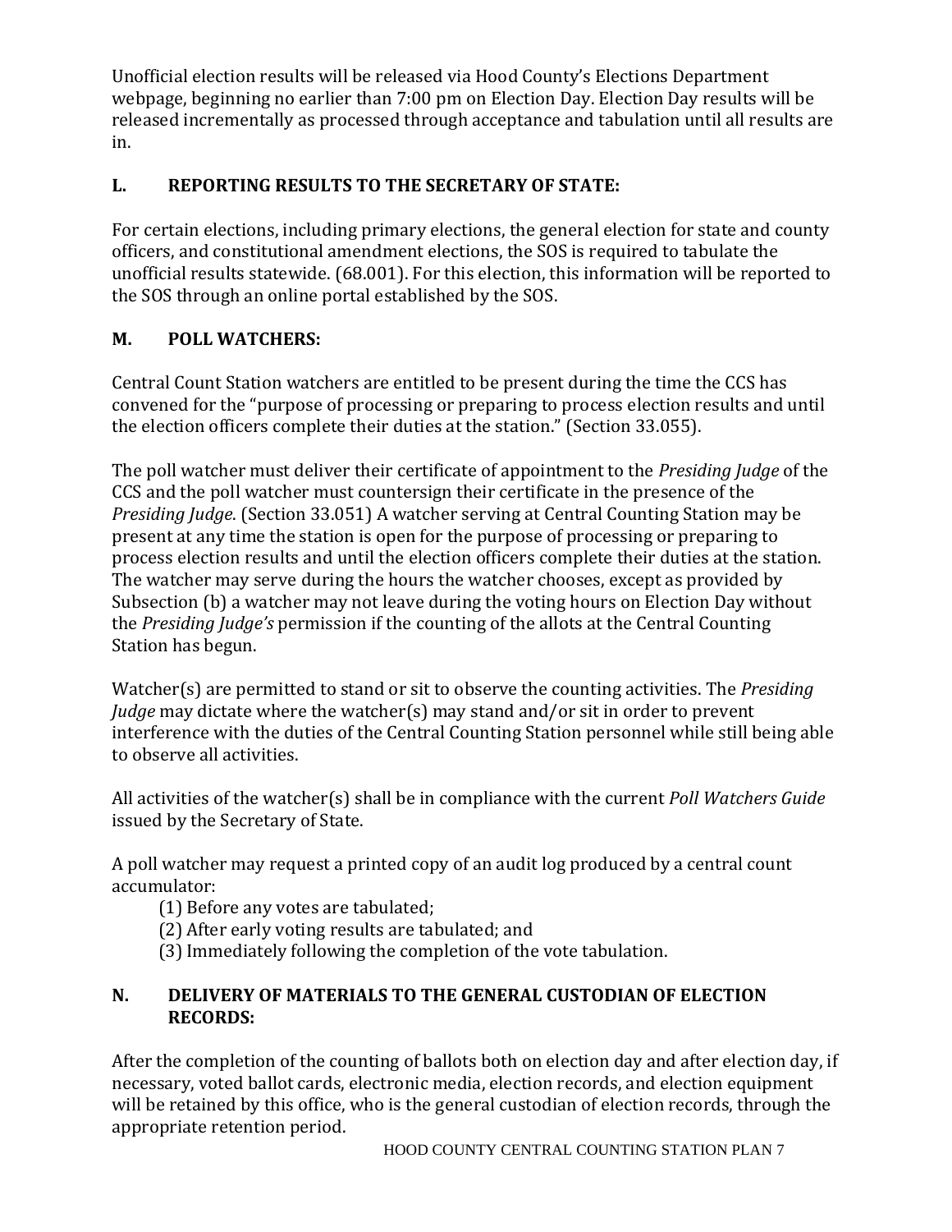Unofficial election results will be released via Hood County's Elections Department webpage, beginning no earlier than 7:00 pm on Election Day. Election Day results will be released incrementally as processed through acceptance and tabulation until all results are in.

## L. REPORTING RESULTS TO THE SECRETARY OF STATE:

For certain elections, including primary elections, the general election for state and county officers, and constitutional amendment elections, the SOS is required to tabulate the unofficial results statewide. (68.001). For this election, this information will be reported to the SOS through an online portal established by the SOS.

## M. POLL WATCHERS:

Central Count Station watchers are entitled to be present during the time the CCS has convened for the "purpose of processing or preparing to process election results and until the election officers complete their duties at the station." (Section 33.055).

The poll watcher must deliver their certificate of appointment to the *Presiding Judge* of the CCS and the poll watcher must countersign their certificate in the presence of the *Presiding Judge*. (Section 33.051) A watcher serving at Central Counting Station may be present at any time the station is open for the purpose of processing or preparing to process election results and until the election officers complete their duties at the station. The watcher may serve during the hours the watcher chooses, except as provided by Subsection (b) a watcher may not leave during the voting hours on Election Day without the *Presiding Judge's* permission if the counting of the allots at the Central Counting Station has begun.

Watcher(s) are permitted to stand or sit to observe the counting activities. The *Presiding Judge* may dictate where the watcher(s) may stand and/or sit in order to prevent interference with the duties of the Central Counting Station personnel while still being able to observe all activities.

All activities of the watcher(s) shall be in compliance with the current *Poll Watchers Guide* issued by the Secretary of State.

A poll watcher may request a printed copy of an audit log produced by a central count accumulator:

(1) Before any votes are tabulated;
(2) After early voting results are tabulated; and
(3) Immediately following the completion of the vote tabulation.

## N. DELIVERY OF MATERIALS TO THE GENERAL CUSTODIAN OF ELECTION RECORDS:

After the completion of the counting of ballots both on election day and after election day, if necessary, voted ballot cards, electronic media, election records, and election equipment will be retained by this office, who is the general custodian of election records, through the appropriate retention period.